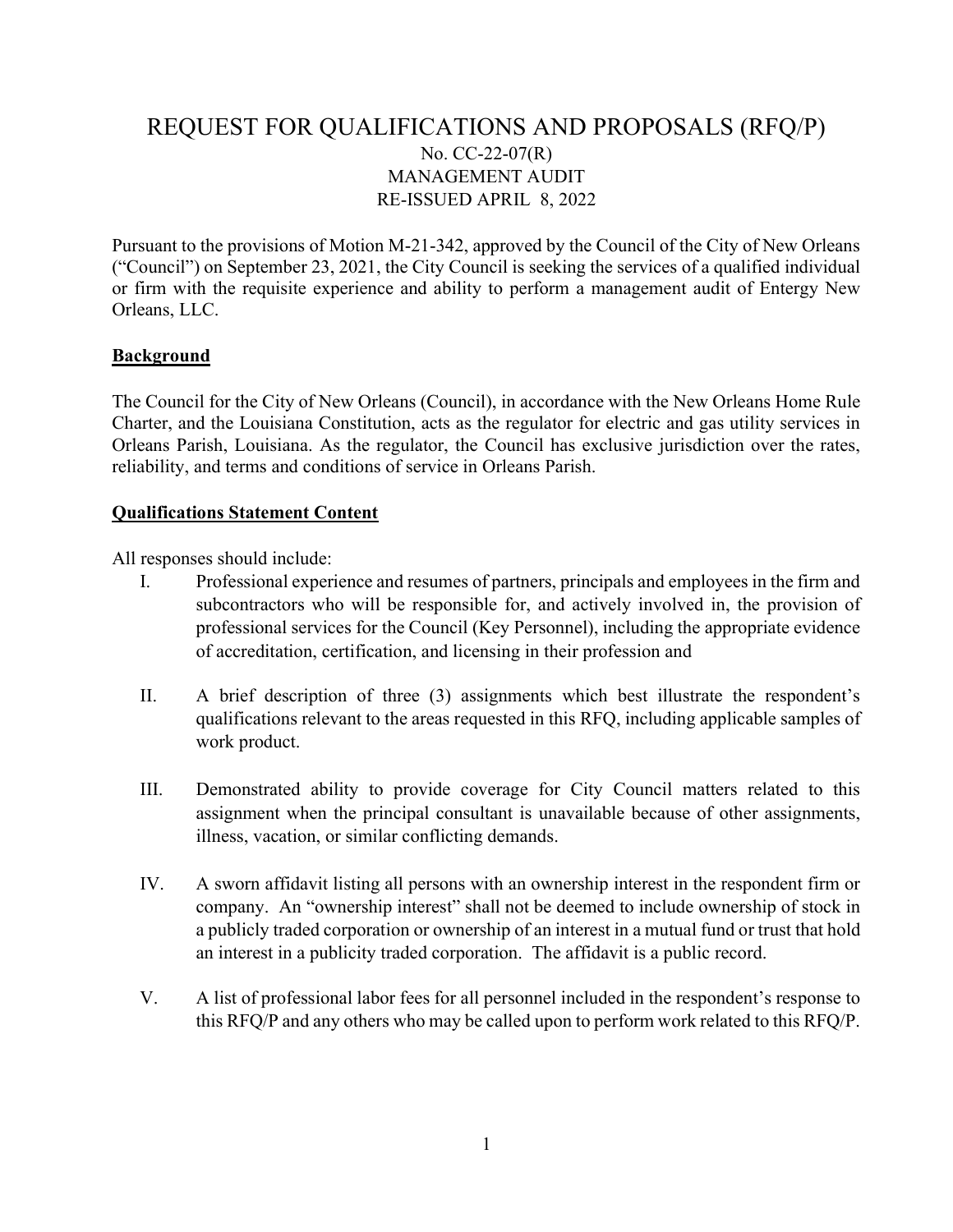# REQUEST FOR QUALIFICATIONS AND PROPOSALS (RFQ/P)

No. CC-22-07(R)
MANAGEMENT AUDIT
RE-ISSUED APRIL 8, 2022

Pursuant to the provisions of Motion M-21-342, approved by the Council of the City of New Orleans ("Council") on September 23, 2021, the City Council is seeking the services of a qualified individual or firm with the requisite experience and ability to perform a management audit of Entergy New Orleans, LLC.

## Background

The Council for the City of New Orleans (Council), in accordance with the New Orleans Home Rule Charter, and the Louisiana Constitution, acts as the regulator for electric and gas utility services in Orleans Parish, Louisiana. As the regulator, the Council has exclusive jurisdiction over the rates, reliability, and terms and conditions of service in Orleans Parish.

## Qualifications Statement Content

All responses should include:

I. Professional experience and resumes of partners, principals and employees in the firm and subcontractors who will be responsible for, and actively involved in, the provision of professional services for the Council (Key Personnel), including the appropriate evidence of accreditation, certification, and licensing in their profession and

II. A brief description of three (3) assignments which best illustrate the respondent's qualifications relevant to the areas requested in this RFQ, including applicable samples of work product.

III. Demonstrated ability to provide coverage for City Council matters related to this assignment when the principal consultant is unavailable because of other assignments, illness, vacation, or similar conflicting demands.

IV. A sworn affidavit listing all persons with an ownership interest in the respondent firm or company. An "ownership interest" shall not be deemed to include ownership of stock in a publicly traded corporation or ownership of an interest in a mutual fund or trust that hold an interest in a publicity traded corporation. The affidavit is a public record.

V. A list of professional labor fees for all personnel included in the respondent's response to this RFQ/P and any others who may be called upon to perform work related to this RFQ/P.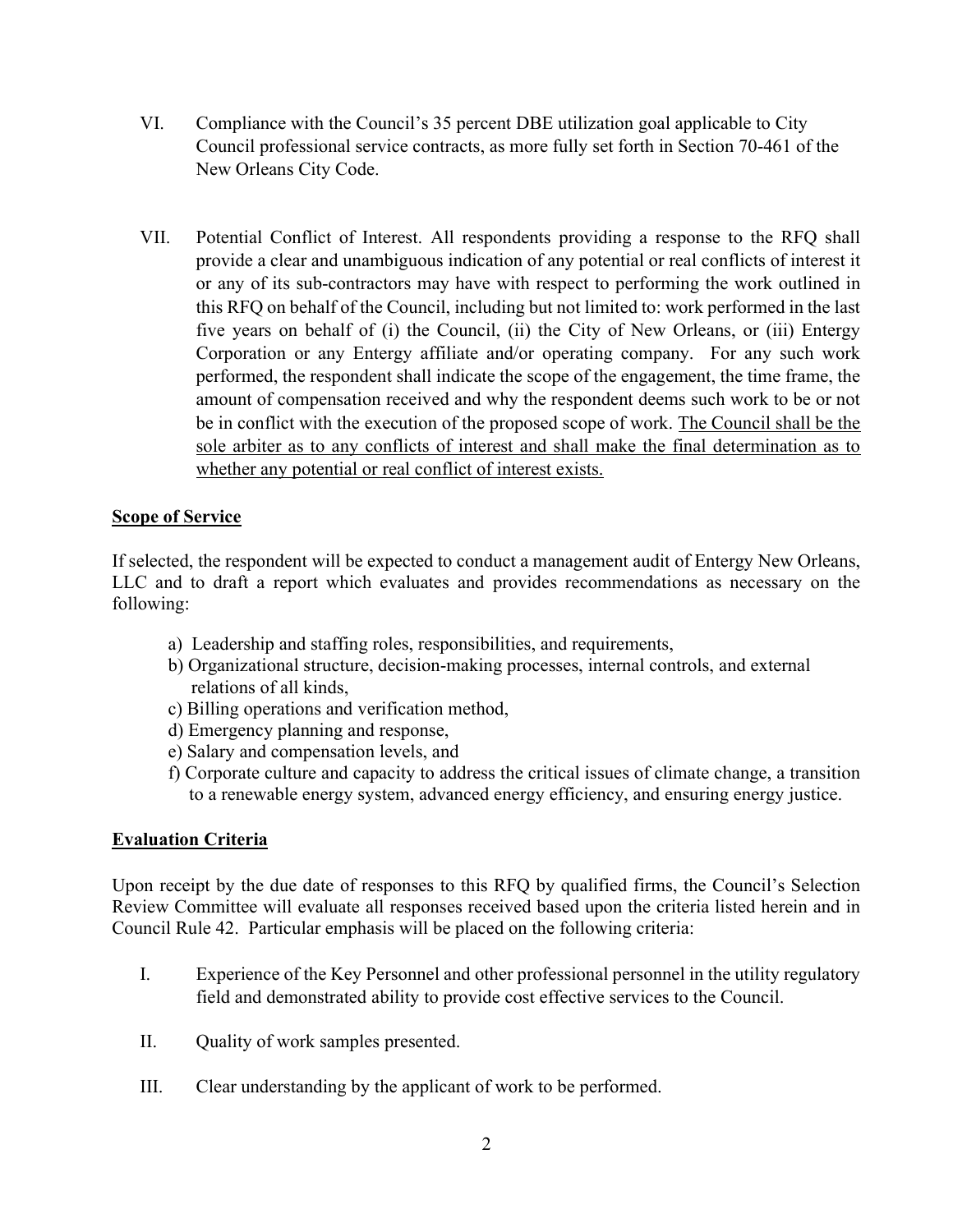VI. Compliance with the Council's 35 percent DBE utilization goal applicable to City Council professional service contracts, as more fully set forth in Section 70-461 of the New Orleans City Code.

VII. Potential Conflict of Interest. All respondents providing a response to the RFQ shall provide a clear and unambiguous indication of any potential or real conflicts of interest it or any of its sub-contractors may have with respect to performing the work outlined in this RFQ on behalf of the Council, including but not limited to: work performed in the last five years on behalf of (i) the Council, (ii) the City of New Orleans, or (iii) Entergy Corporation or any Entergy affiliate and/or operating company. For any such work performed, the respondent shall indicate the scope of the engagement, the time frame, the amount of compensation received and why the respondent deems such work to be or not be in conflict with the execution of the proposed scope of work. <u>The Council shall be the sole arbiter as to any conflicts of interest and shall make the final determination as to whether any potential or real conflict of interest exists.</u>

## Scope of Service

If selected, the respondent will be expected to conduct a management audit of Entergy New Orleans, LLC and to draft a report which evaluates and provides recommendations as necessary on the following:

a) Leadership and staffing roles, responsibilities, and requirements,
b) Organizational structure, decision-making processes, internal controls, and external relations of all kinds,
c) Billing operations and verification method,
d) Emergency planning and response,
e) Salary and compensation levels, and
f) Corporate culture and capacity to address the critical issues of climate change, a transition to a renewable energy system, advanced energy efficiency, and ensuring energy justice.

## Evaluation Criteria

Upon receipt by the due date of responses to this RFQ by qualified firms, the Council's Selection Review Committee will evaluate all responses received based upon the criteria listed herein and in Council Rule 42. Particular emphasis will be placed on the following criteria:

I. Experience of the Key Personnel and other professional personnel in the utility regulatory field and demonstrated ability to provide cost effective services to the Council.

II. Quality of work samples presented.

III. Clear understanding by the applicant of work to be performed.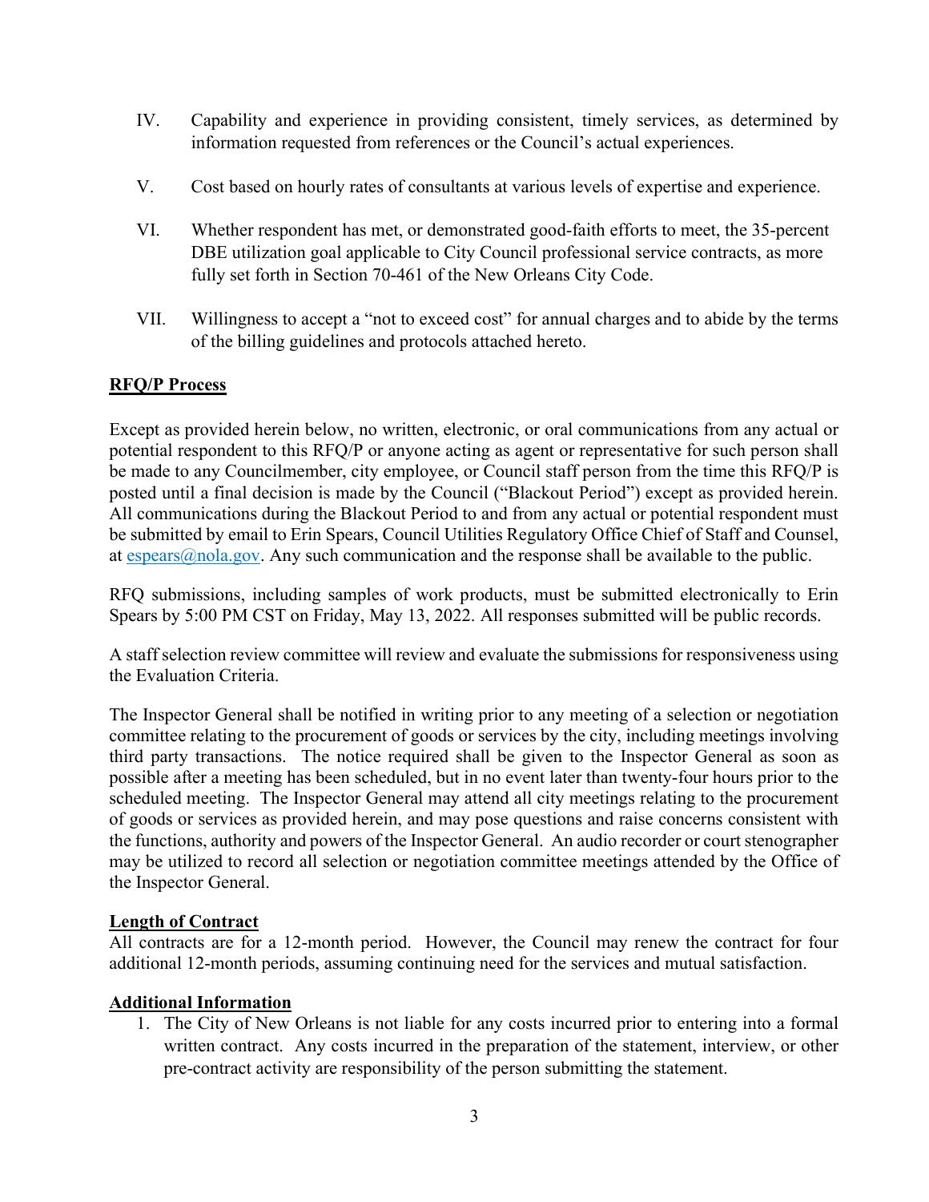IV. Capability and experience in providing consistent, timely services, as determined by information requested from references or the Council's actual experiences.

V. Cost based on hourly rates of consultants at various levels of expertise and experience.

VI. Whether respondent has met, or demonstrated good-faith efforts to meet, the 35-percent DBE utilization goal applicable to City Council professional service contracts, as more fully set forth in Section 70-461 of the New Orleans City Code.

VII. Willingness to accept a "not to exceed cost" for annual charges and to abide by the terms of the billing guidelines and protocols attached hereto.

**RFQ/P Process**

Except as provided herein below, no written, electronic, or oral communications from any actual or potential respondent to this RFQ/P or anyone acting as agent or representative for such person shall be made to any Councilmember, city employee, or Council staff person from the time this RFQ/P is posted until a final decision is made by the Council ("Blackout Period") except as provided herein. All communications during the Blackout Period to and from any actual or potential respondent must be submitted by email to Erin Spears, Council Utilities Regulatory Office Chief of Staff and Counsel, at espears@nola.gov. Any such communication and the response shall be available to the public.

RFQ submissions, including samples of work products, must be submitted electronically to Erin Spears by 5:00 PM CST on Friday, May 13, 2022. All responses submitted will be public records.

A staff selection review committee will review and evaluate the submissions for responsiveness using the Evaluation Criteria.

The Inspector General shall be notified in writing prior to any meeting of a selection or negotiation committee relating to the procurement of goods or services by the city, including meetings involving third party transactions. The notice required shall be given to the Inspector General as soon as possible after a meeting has been scheduled, but in no event later than twenty-four hours prior to the scheduled meeting. The Inspector General may attend all city meetings relating to the procurement of goods or services as provided herein, and may pose questions and raise concerns consistent with the functions, authority and powers of the Inspector General. An audio recorder or court stenographer may be utilized to record all selection or negotiation committee meetings attended by the Office of the Inspector General.

**Length of Contract**

All contracts are for a 12-month period. However, the Council may renew the contract for four additional 12-month periods, assuming continuing need for the services and mutual satisfaction.

**Additional Information**

1. The City of New Orleans is not liable for any costs incurred prior to entering into a formal written contract. Any costs incurred in the preparation of the statement, interview, or other pre-contract activity are responsibility of the person submitting the statement.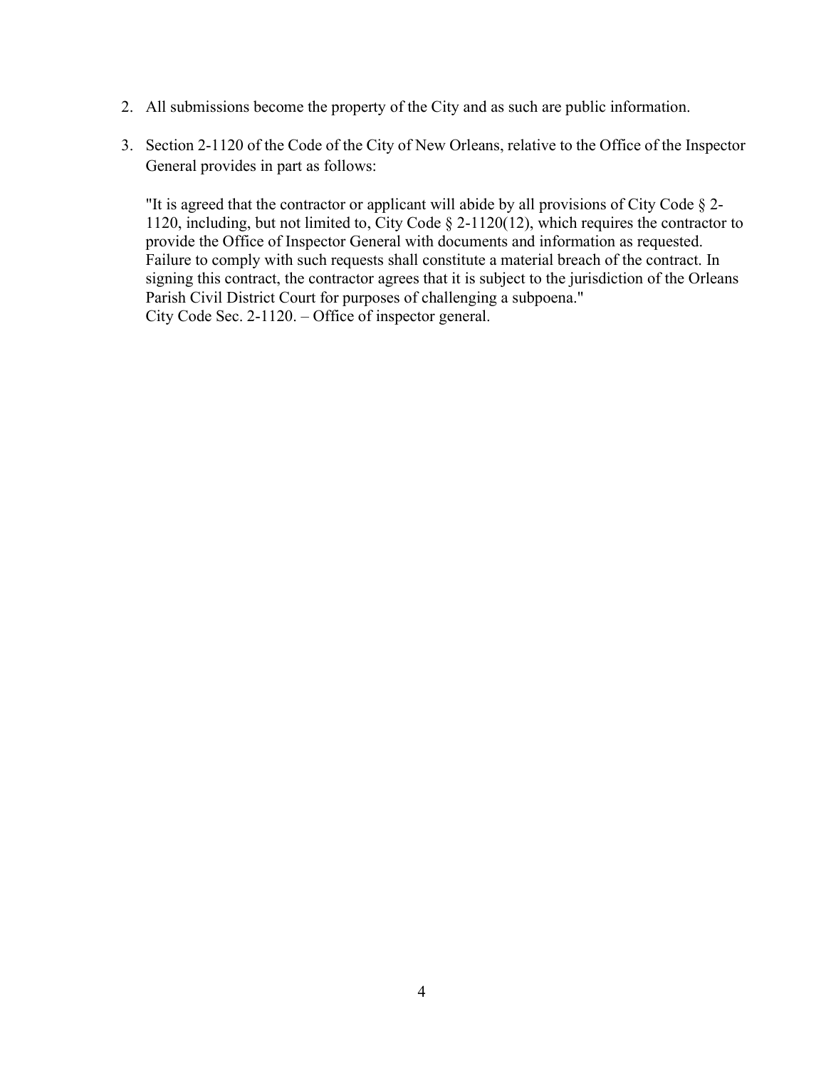2. All submissions become the property of the City and as such are public information.

3. Section 2-1120 of the Code of the City of New Orleans, relative to the Office of the Inspector General provides in part as follows:

   "It is agreed that the contractor or applicant will abide by all provisions of City Code § 2-1120, including, but not limited to, City Code § 2-1120(12), which requires the contractor to provide the Office of Inspector General with documents and information as requested. Failure to comply with such requests shall constitute a material breach of the contract. In signing this contract, the contractor agrees that it is subject to the jurisdiction of the Orleans Parish Civil District Court for purposes of challenging a subpoena."
   City Code Sec. 2-1120. – Office of inspector general.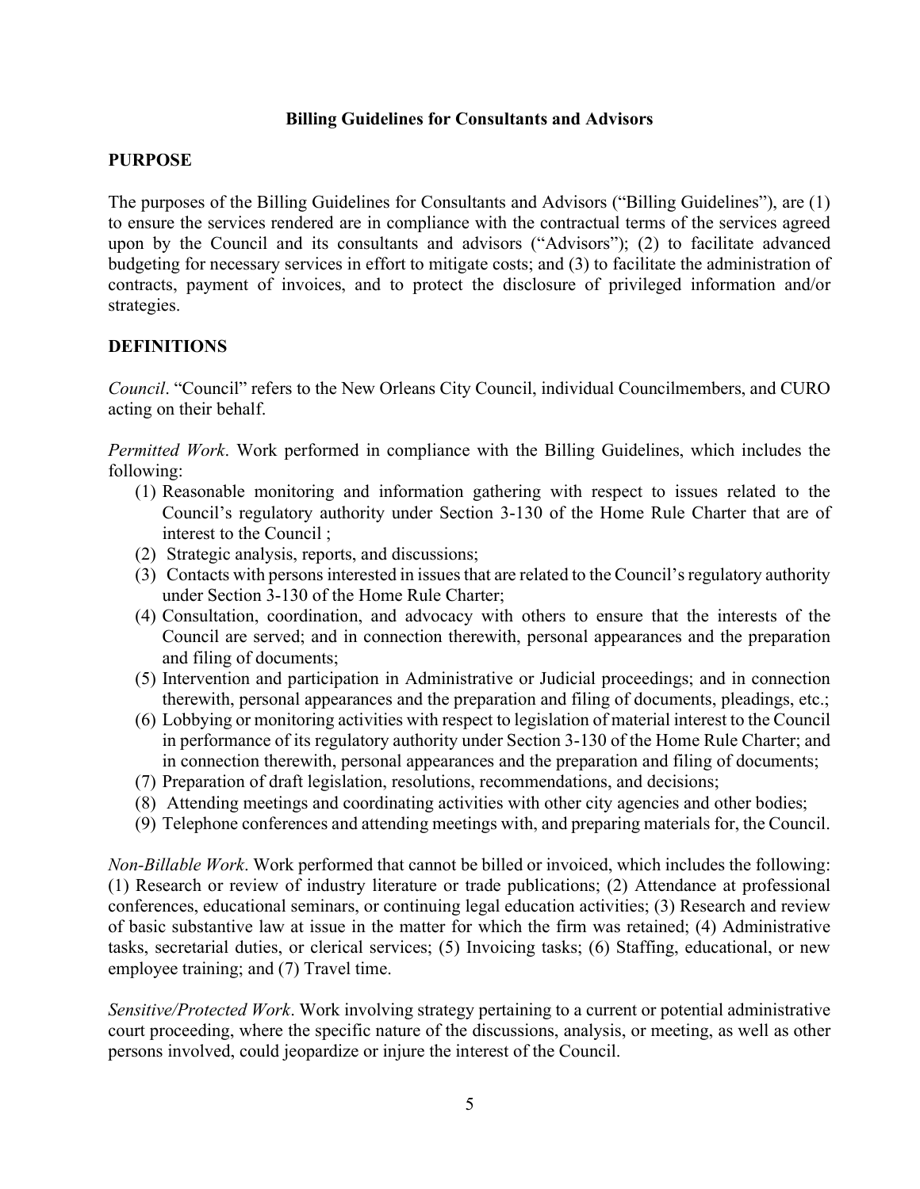**Billing Guidelines for Consultants and Advisors**

## PURPOSE

The purposes of the Billing Guidelines for Consultants and Advisors ("Billing Guidelines"), are (1) to ensure the services rendered are in compliance with the contractual terms of the services agreed upon by the Council and its consultants and advisors ("Advisors"); (2) to facilitate advanced budgeting for necessary services in effort to mitigate costs; and (3) to facilitate the administration of contracts, payment of invoices, and to protect the disclosure of privileged information and/or strategies.

## DEFINITIONS

*Council*. "Council" refers to the New Orleans City Council, individual Councilmembers, and CURO acting on their behalf.

*Permitted Work*. Work performed in compliance with the Billing Guidelines, which includes the following:

(1) Reasonable monitoring and information gathering with respect to issues related to the Council's regulatory authority under Section 3-130 of the Home Rule Charter that are of interest to the Council ;
(2) Strategic analysis, reports, and discussions;
(3) Contacts with persons interested in issues that are related to the Council's regulatory authority under Section 3-130 of the Home Rule Charter;
(4) Consultation, coordination, and advocacy with others to ensure that the interests of the Council are served; and in connection therewith, personal appearances and the preparation and filing of documents;
(5) Intervention and participation in Administrative or Judicial proceedings; and in connection therewith, personal appearances and the preparation and filing of documents, pleadings, etc.;
(6) Lobbying or monitoring activities with respect to legislation of material interest to the Council in performance of its regulatory authority under Section 3-130 of the Home Rule Charter; and in connection therewith, personal appearances and the preparation and filing of documents;
(7) Preparation of draft legislation, resolutions, recommendations, and decisions;
(8) Attending meetings and coordinating activities with other city agencies and other bodies;
(9) Telephone conferences and attending meetings with, and preparing materials for, the Council.

*Non-Billable Work*. Work performed that cannot be billed or invoiced, which includes the following: (1) Research or review of industry literature or trade publications; (2) Attendance at professional conferences, educational seminars, or continuing legal education activities; (3) Research and review of basic substantive law at issue in the matter for which the firm was retained; (4) Administrative tasks, secretarial duties, or clerical services; (5) Invoicing tasks; (6) Staffing, educational, or new employee training; and (7) Travel time.

*Sensitive/Protected Work*. Work involving strategy pertaining to a current or potential administrative court proceeding, where the specific nature of the discussions, analysis, or meeting, as well as other persons involved, could jeopardize or injure the interest of the Council.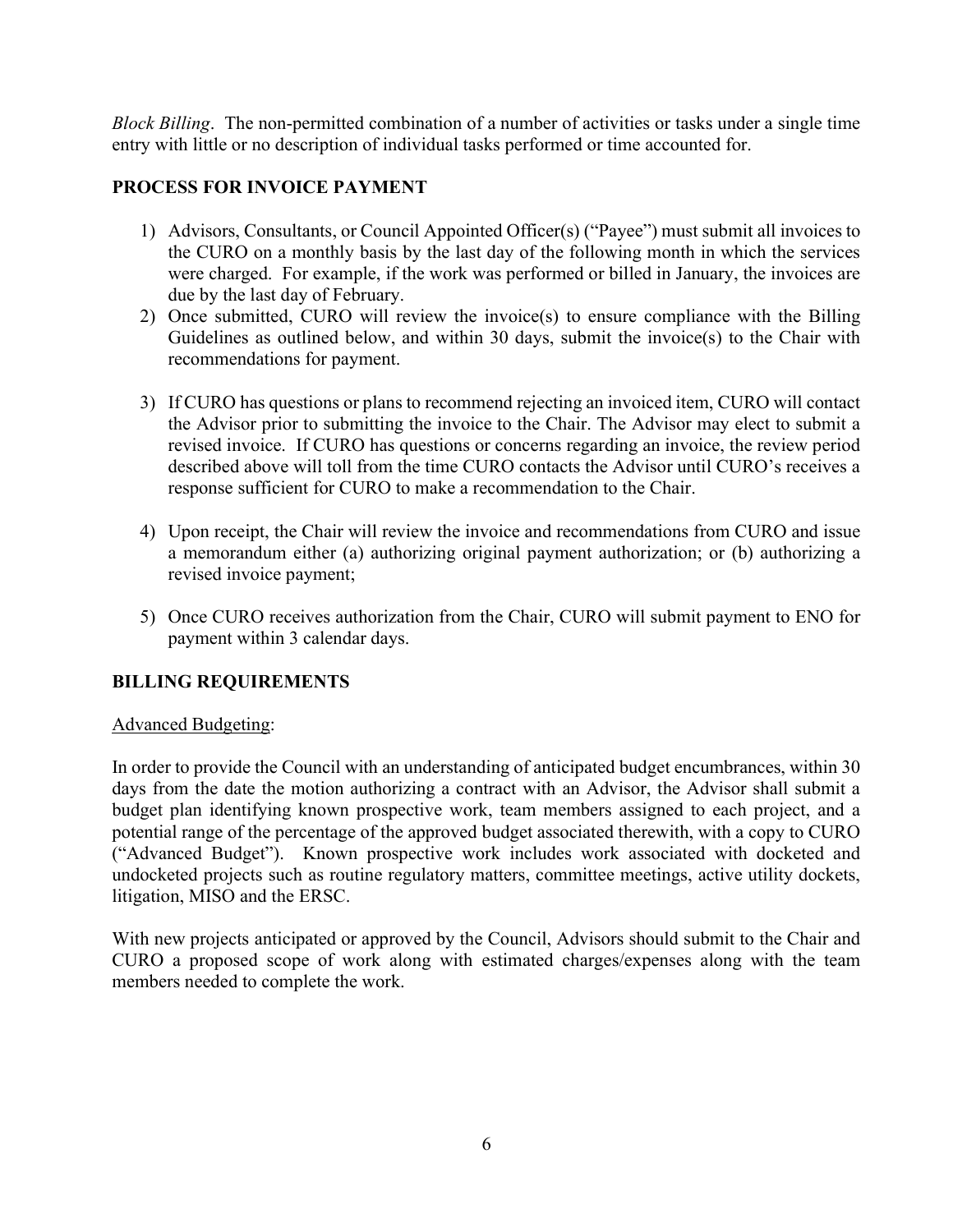*Block Billing*. The non-permitted combination of a number of activities or tasks under a single time entry with little or no description of individual tasks performed or time accounted for.

## PROCESS FOR INVOICE PAYMENT

1) Advisors, Consultants, or Council Appointed Officer(s) ("Payee") must submit all invoices to the CURO on a monthly basis by the last day of the following month in which the services were charged. For example, if the work was performed or billed in January, the invoices are due by the last day of February.
2) Once submitted, CURO will review the invoice(s) to ensure compliance with the Billing Guidelines as outlined below, and within 30 days, submit the invoice(s) to the Chair with recommendations for payment.
3) If CURO has questions or plans to recommend rejecting an invoiced item, CURO will contact the Advisor prior to submitting the invoice to the Chair. The Advisor may elect to submit a revised invoice. If CURO has questions or concerns regarding an invoice, the review period described above will toll from the time CURO contacts the Advisor until CURO's receives a response sufficient for CURO to make a recommendation to the Chair.
4) Upon receipt, the Chair will review the invoice and recommendations from CURO and issue a memorandum either (a) authorizing original payment authorization; or (b) authorizing a revised invoice payment;
5) Once CURO receives authorization from the Chair, CURO will submit payment to ENO for payment within 3 calendar days.

## BILLING REQUIREMENTS

<u>Advanced Budgeting</u>:

In order to provide the Council with an understanding of anticipated budget encumbrances, within 30 days from the date the motion authorizing a contract with an Advisor, the Advisor shall submit a budget plan identifying known prospective work, team members assigned to each project, and a potential range of the percentage of the approved budget associated therewith, with a copy to CURO ("Advanced Budget"). Known prospective work includes work associated with docketed and undocketed projects such as routine regulatory matters, committee meetings, active utility dockets, litigation, MISO and the ERSC.

With new projects anticipated or approved by the Council, Advisors should submit to the Chair and CURO a proposed scope of work along with estimated charges/expenses along with the team members needed to complete the work.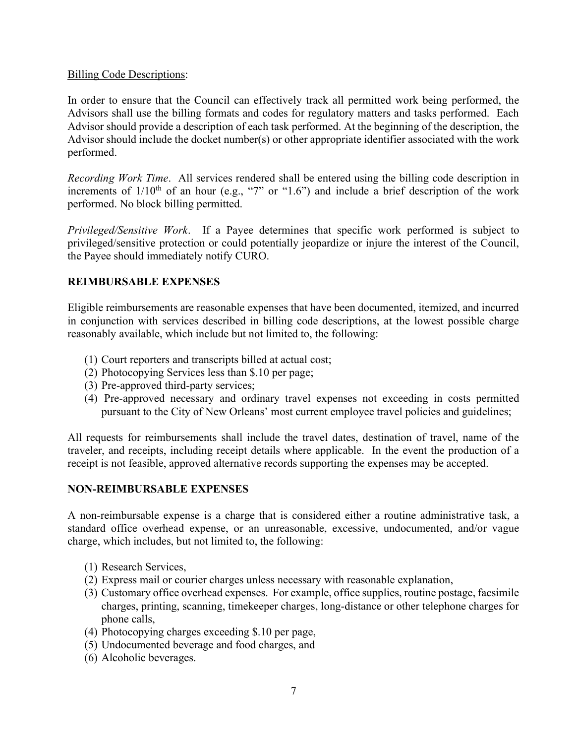Billing Code Descriptions:

In order to ensure that the Council can effectively track all permitted work being performed, the Advisors shall use the billing formats and codes for regulatory matters and tasks performed. Each Advisor should provide a description of each task performed. At the beginning of the description, the Advisor should include the docket number(s) or other appropriate identifier associated with the work performed.

*Recording Work Time*. All services rendered shall be entered using the billing code description in increments of 1/10th of an hour (e.g., "7" or "1.6") and include a brief description of the work performed. No block billing permitted.

*Privileged/Sensitive Work*. If a Payee determines that specific work performed is subject to privileged/sensitive protection or could potentially jeopardize or injure the interest of the Council, the Payee should immediately notify CURO.

## REIMBURSABLE EXPENSES

Eligible reimbursements are reasonable expenses that have been documented, itemized, and incurred in conjunction with services described in billing code descriptions, at the lowest possible charge reasonably available, which include but not limited to, the following:

(1) Court reporters and transcripts billed at actual cost;
(2) Photocopying Services less than $.10 per page;
(3) Pre-approved third-party services;
(4) Pre-approved necessary and ordinary travel expenses not exceeding in costs permitted pursuant to the City of New Orleans' most current employee travel policies and guidelines;

All requests for reimbursements shall include the travel dates, destination of travel, name of the traveler, and receipts, including receipt details where applicable. In the event the production of a receipt is not feasible, approved alternative records supporting the expenses may be accepted.

## NON-REIMBURSABLE EXPENSES

A non-reimbursable expense is a charge that is considered either a routine administrative task, a standard office overhead expense, or an unreasonable, excessive, undocumented, and/or vague charge, which includes, but not limited to, the following:

(1) Research Services,
(2) Express mail or courier charges unless necessary with reasonable explanation,
(3) Customary office overhead expenses. For example, office supplies, routine postage, facsimile charges, printing, scanning, timekeeper charges, long-distance or other telephone charges for phone calls,
(4) Photocopying charges exceeding $.10 per page,
(5) Undocumented beverage and food charges, and
(6) Alcoholic beverages.